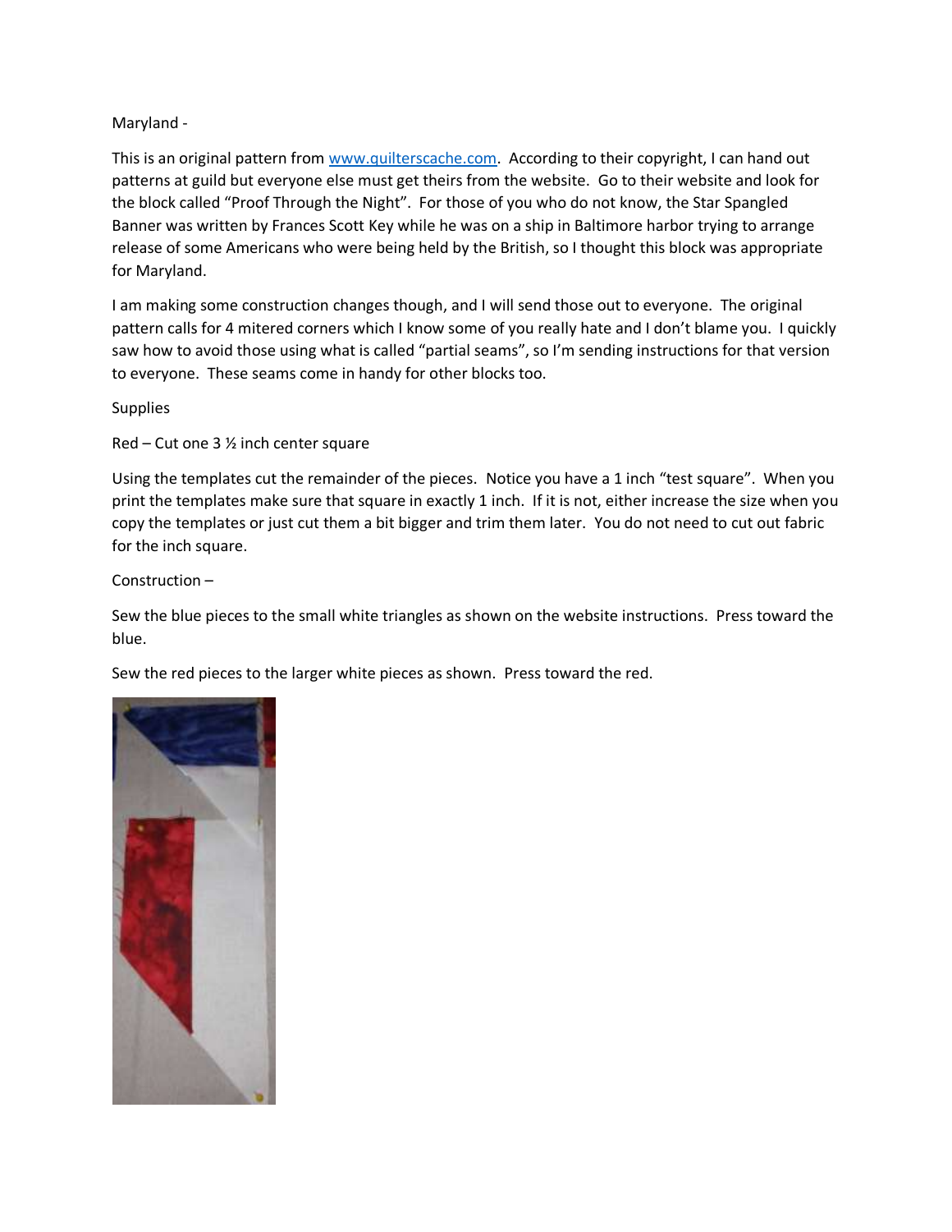Maryland -

This is an original pattern from [www.quilterscache.com](http://www.quilterscache.com). According to their copyright, I can hand out patterns at guild but everyone else must get theirs from the website. Go to their website and look for the block called "Proof Through the Night". For those of you who do not know, the Star Spangled Banner was written by Frances Scott Key while he was on a ship in Baltimore harbor trying to arrange release of some Americans who were being held by the British, so I thought this block was appropriate for Maryland.

I am making some construction changes though, and I will send those out to everyone. The original pattern calls for 4 mitered corners which I know some of you really hate and I don't blame you. I quickly saw how to avoid those using what is called "partial seams", so I'm sending instructions for that version to everyone. These seams come in handy for other blocks too.

Supplies

Red – Cut one 3 ½ inch center square

Using the templates cut the remainder of the pieces. Notice you have a 1 inch "test square". When you print the templates make sure that square in exactly 1 inch. If it is not, either increase the size when you copy the templates or just cut them a bit bigger and trim them later. You do not need to cut out fabric for the inch square.

Construction –

Sew the blue pieces to the small white triangles as shown on the website instructions. Press toward the blue.

Sew the red pieces to the larger white pieces as shown. Press toward the red.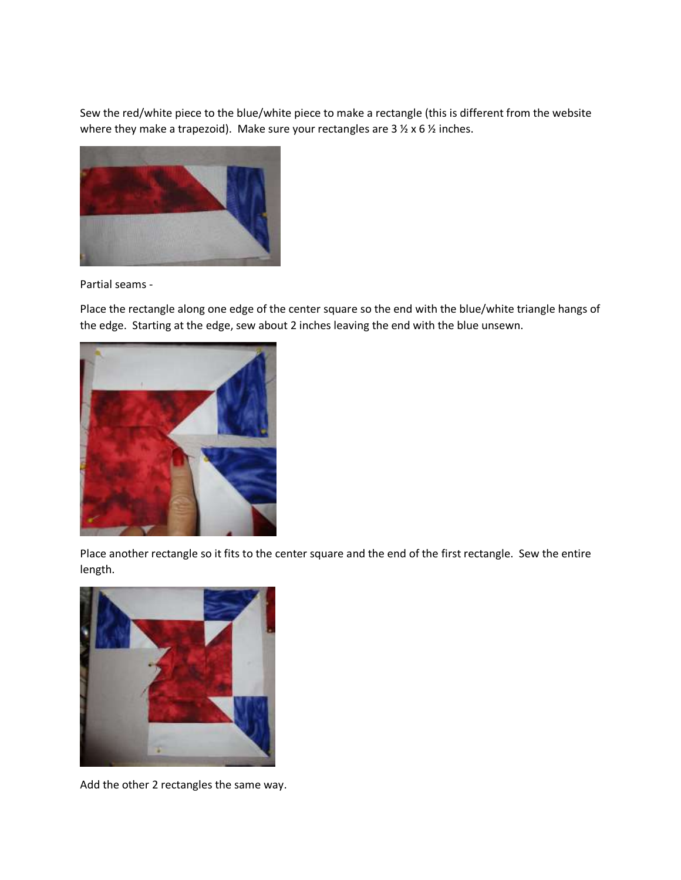Sew the red/white piece to the blue/white piece to make a rectangle (this is different from the website where they make a trapezoid). Make sure your rectangles are 3 ½ x 6 ½ inches.

Partial seams -

Place the rectangle along one edge of the center square so the end with the blue/white triangle hangs of the edge. Starting at the edge, sew about 2 inches leaving the end with the blue unsewn.

Place another rectangle so it fits to the center square and the end of the first rectangle. Sew the entire length.

Add the other 2 rectangles the same way.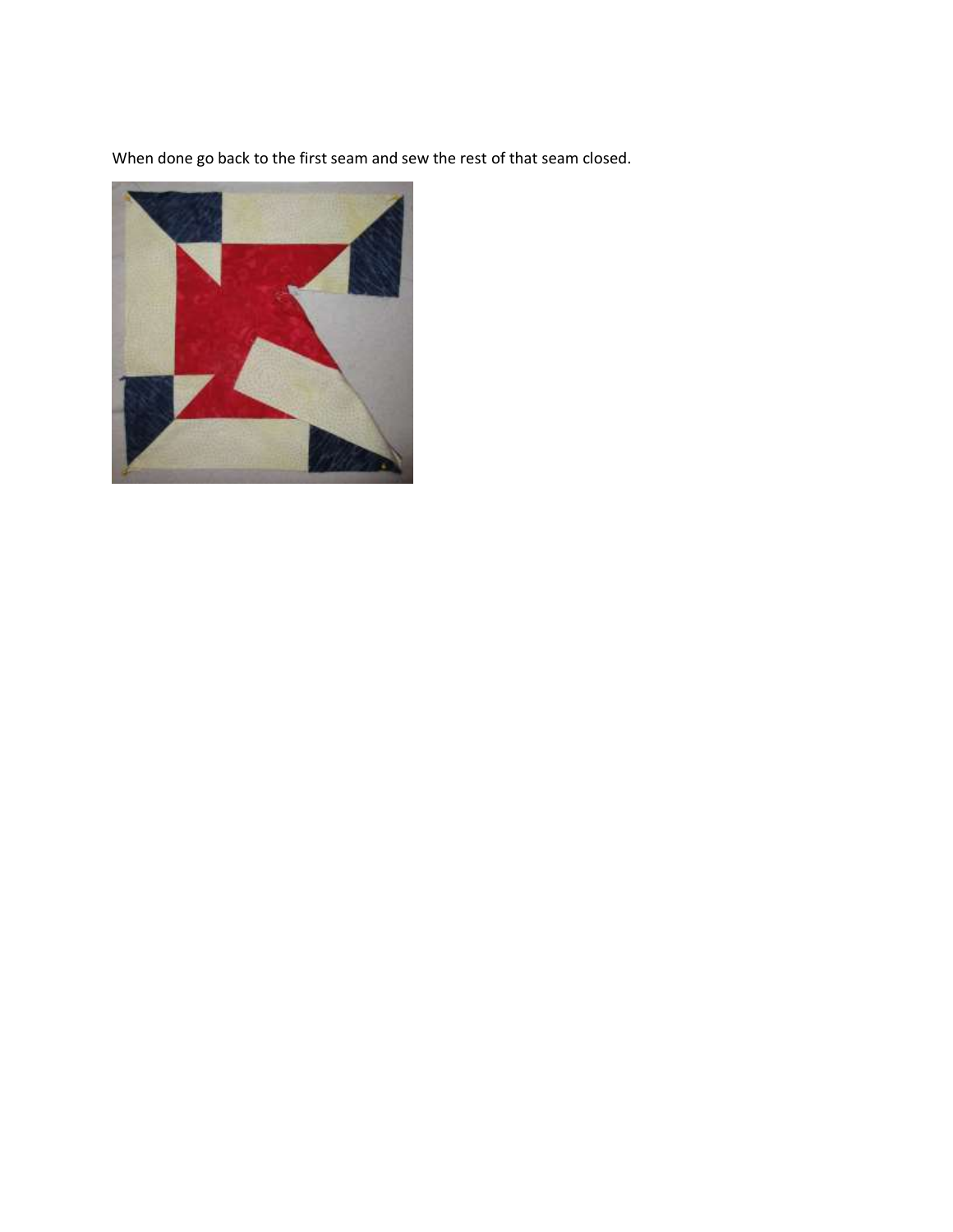When done go back to the first seam and sew the rest of that seam closed.